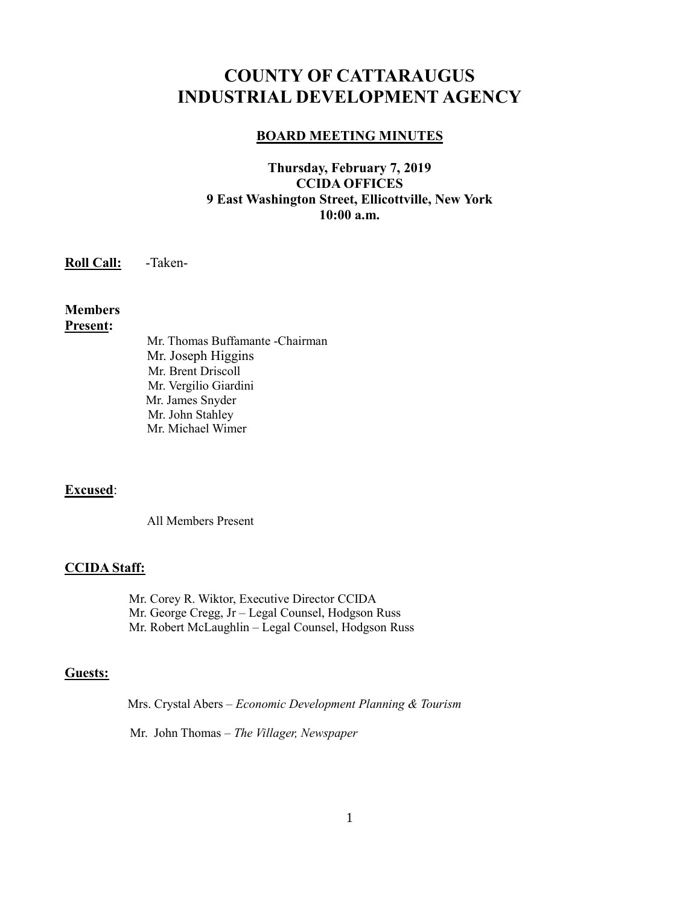# COUNTY OF CATTARAUGUS INDUSTRIAL DEVELOPMENT AGENCY

## BOARD MEETING MINUTES

**Thursday, February 7, 2019**
**CCIDA OFFICES**
**9 East Washington Street, Ellicottville, New York**
**10:00 a.m.**

**Roll Call:** -Taken-

**Members Present:**

Mr. Thomas Buffamante -Chairman
Mr. Joseph Higgins
Mr. Brent Driscoll
Mr. Vergilio Giardini
Mr. James Snyder
Mr. John Stahley
Mr. Michael Wimer

**Excused**:

All Members Present

**CCIDA Staff:**

Mr. Corey R. Wiktor, Executive Director CCIDA
Mr. George Cregg, Jr – Legal Counsel, Hodgson Russ
Mr. Robert McLaughlin – Legal Counsel, Hodgson Russ

**Guests:**

Mrs. Crystal Abers – *Economic Development Planning & Tourism*

Mr. John Thomas – *The Villager, Newspaper*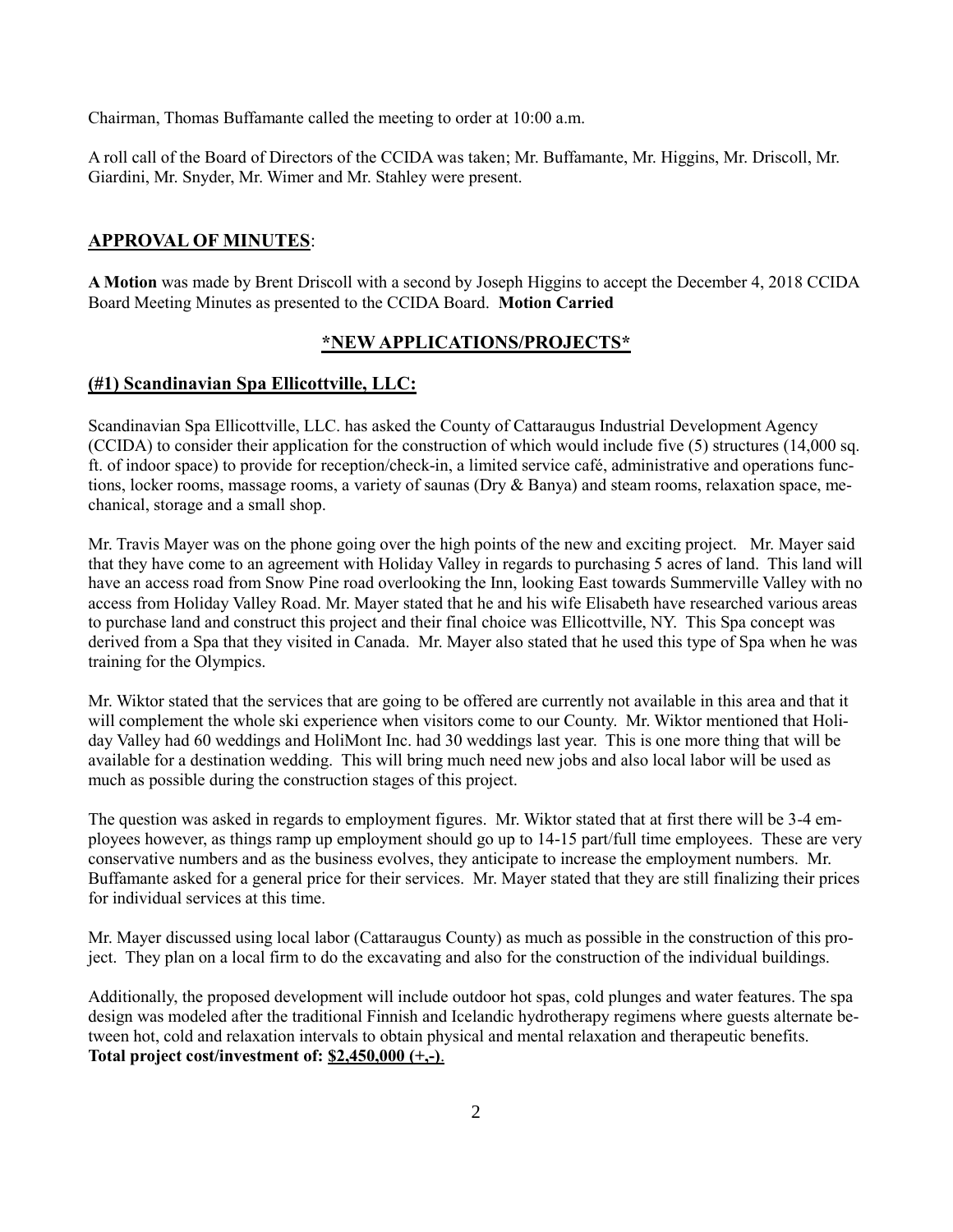Chairman, Thomas Buffamante called the meeting to order at 10:00 a.m.

A roll call of the Board of Directors of the CCIDA was taken; Mr. Buffamante, Mr. Higgins, Mr. Driscoll, Mr. Giardini, Mr. Snyder, Mr. Wimer and Mr. Stahley were present.

## APPROVAL OF MINUTES:

**A Motion** was made by Brent Driscoll with a second by Joseph Higgins to accept the December 4, 2018 CCIDA Board Meeting Minutes as presented to the CCIDA Board. **Motion Carried**

## \*NEW APPLICATIONS/PROJECTS\*

### (#1) Scandinavian Spa Ellicottville, LLC:

Scandinavian Spa Ellicottville, LLC. has asked the County of Cattaraugus Industrial Development Agency (CCIDA) to consider their application for the construction of which would include five (5) structures (14,000 sq. ft. of indoor space) to provide for reception/check-in, a limited service café, administrative and operations functions, locker rooms, massage rooms, a variety of saunas (Dry & Banya) and steam rooms, relaxation space, mechanical, storage and a small shop.

Mr. Travis Mayer was on the phone going over the high points of the new and exciting project. Mr. Mayer said that they have come to an agreement with Holiday Valley in regards to purchasing 5 acres of land. This land will have an access road from Snow Pine road overlooking the Inn, looking East towards Summerville Valley with no access from Holiday Valley Road. Mr. Mayer stated that he and his wife Elisabeth have researched various areas to purchase land and construct this project and their final choice was Ellicottville, NY. This Spa concept was derived from a Spa that they visited in Canada. Mr. Mayer also stated that he used this type of Spa when he was training for the Olympics.

Mr. Wiktor stated that the services that are going to be offered are currently not available in this area and that it will complement the whole ski experience when visitors come to our County. Mr. Wiktor mentioned that Holiday Valley had 60 weddings and HoliMont Inc. had 30 weddings last year. This is one more thing that will be available for a destination wedding. This will bring much need new jobs and also local labor will be used as much as possible during the construction stages of this project.

The question was asked in regards to employment figures. Mr. Wiktor stated that at first there will be 3-4 employees however, as things ramp up employment should go up to 14-15 part/full time employees. These are very conservative numbers and as the business evolves, they anticipate to increase the employment numbers. Mr. Buffamante asked for a general price for their services. Mr. Mayer stated that they are still finalizing their prices for individual services at this time.

Mr. Mayer discussed using local labor (Cattaraugus County) as much as possible in the construction of this project. They plan on a local firm to do the excavating and also for the construction of the individual buildings.

Additionally, the proposed development will include outdoor hot spas, cold plunges and water features. The spa design was modeled after the traditional Finnish and Icelandic hydrotherapy regimens where guests alternate between hot, cold and relaxation intervals to obtain physical and mental relaxation and therapeutic benefits.
**Total project cost/investment of: <u>$2,450,000 (+,-)</u>**.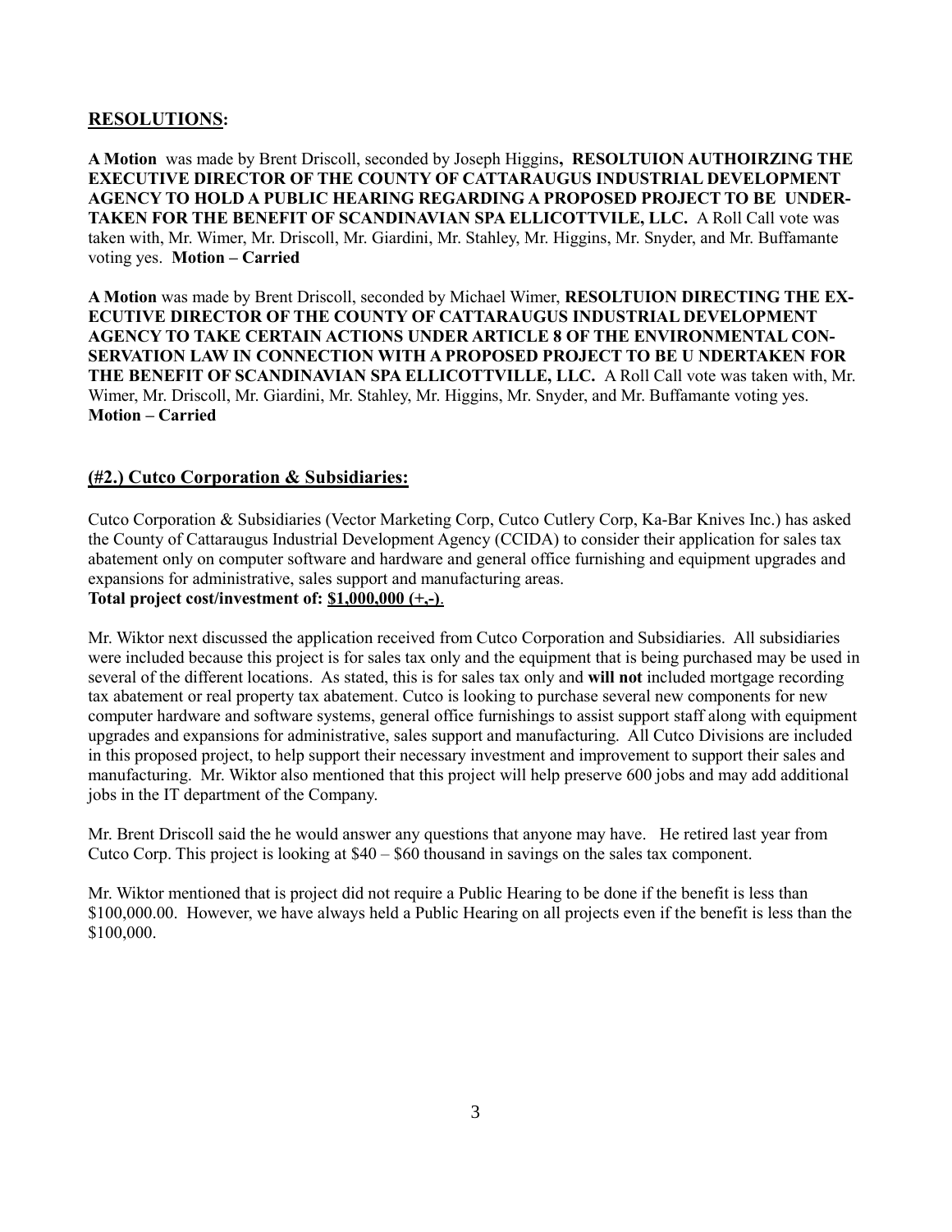## RESOLUTIONS:

**A Motion** was made by Brent Driscoll, seconded by Joseph Higgins**, RESOLTUION AUTHOIRZING THE EXECUTIVE DIRECTOR OF THE COUNTY OF CATTARAUGUS INDUSTRIAL DEVELOPMENT AGENCY TO HOLD A PUBLIC HEARING REGARDING A PROPOSED PROJECT TO BE UNDER-TAKEN FOR THE BENEFIT OF SCANDINAVIAN SPA ELLICOTTVILE, LLC.** A Roll Call vote was taken with, Mr. Wimer, Mr. Driscoll, Mr. Giardini, Mr. Stahley, Mr. Higgins, Mr. Snyder, and Mr. Buffamante voting yes. **Motion – Carried**

**A Motion** was made by Brent Driscoll, seconded by Michael Wimer, **RESOLTUION DIRECTING THE EX-ECUTIVE DIRECTOR OF THE COUNTY OF CATTARAUGUS INDUSTRIAL DEVELOPMENT AGENCY TO TAKE CERTAIN ACTIONS UNDER ARTICLE 8 OF THE ENVIRONMENTAL CON-SERVATION LAW IN CONNECTION WITH A PROPOSED PROJECT TO BE U NDERTAKEN FOR THE BENEFIT OF SCANDINAVIAN SPA ELLICOTTVILLE, LLC.** A Roll Call vote was taken with, Mr. Wimer, Mr. Driscoll, Mr. Giardini, Mr. Stahley, Mr. Higgins, Mr. Snyder, and Mr. Buffamante voting yes. **Motion – Carried**

## (#2.) Cutco Corporation & Subsidiaries:

Cutco Corporation & Subsidiaries (Vector Marketing Corp, Cutco Cutlery Corp, Ka-Bar Knives Inc.) has asked the County of Cattaraugus Industrial Development Agency (CCIDA) to consider their application for sales tax abatement only on computer software and hardware and general office furnishing and equipment upgrades and expansions for administrative, sales support and manufacturing areas.
**Total project cost/investment of: $1,000,000 (+,-)**.

Mr. Wiktor next discussed the application received from Cutco Corporation and Subsidiaries. All subsidiaries were included because this project is for sales tax only and the equipment that is being purchased may be used in several of the different locations. As stated, this is for sales tax only and **will not** included mortgage recording tax abatement or real property tax abatement. Cutco is looking to purchase several new components for new computer hardware and software systems, general office furnishings to assist support staff along with equipment upgrades and expansions for administrative, sales support and manufacturing. All Cutco Divisions are included in this proposed project, to help support their necessary investment and improvement to support their sales and manufacturing. Mr. Wiktor also mentioned that this project will help preserve 600 jobs and may add additional jobs in the IT department of the Company.

Mr. Brent Driscoll said the he would answer any questions that anyone may have. He retired last year from Cutco Corp. This project is looking at $40 – $60 thousand in savings on the sales tax component.

Mr. Wiktor mentioned that is project did not require a Public Hearing to be done if the benefit is less than $100,000.00. However, we have always held a Public Hearing on all projects even if the benefit is less than the $100,000.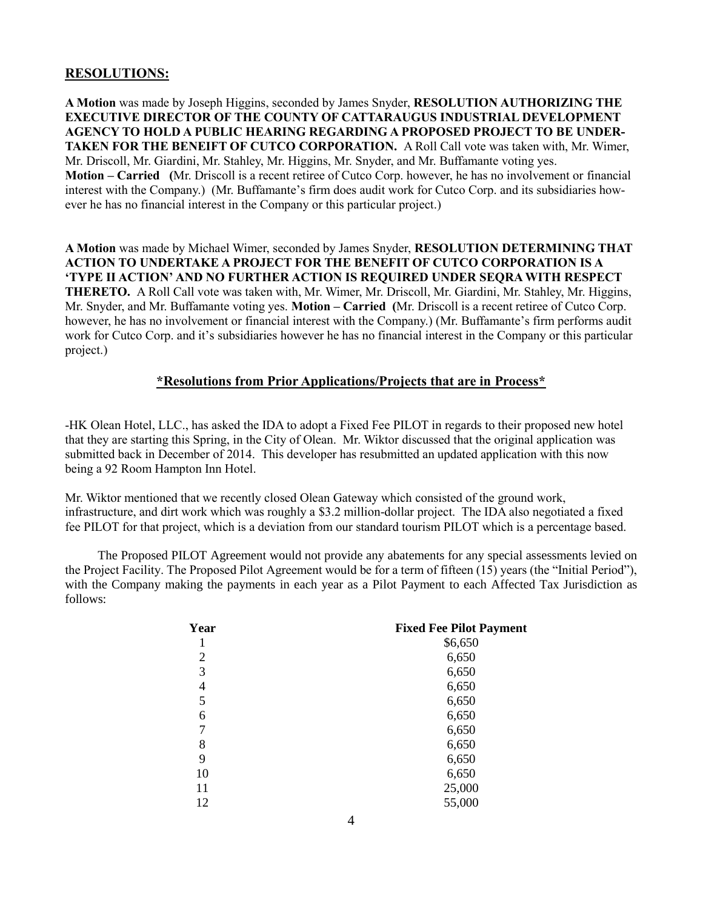## RESOLUTIONS:

**A Motion** was made by Joseph Higgins, seconded by James Snyder, **RESOLUTION AUTHORIZING THE EXECUTIVE DIRECTOR OF THE COUNTY OF CATTARAUGUS INDUSTRIAL DEVELOPMENT AGENCY TO HOLD A PUBLIC HEARING REGARDING A PROPOSED PROJECT TO BE UNDER-TAKEN FOR THE BENEIFT OF CUTCO CORPORATION.** A Roll Call vote was taken with, Mr. Wimer, Mr. Driscoll, Mr. Giardini, Mr. Stahley, Mr. Higgins, Mr. Snyder, and Mr. Buffamante voting yes. **Motion – Carried** (Mr. Driscoll is a recent retiree of Cutco Corp. however, he has no involvement or financial interest with the Company.) (Mr. Buffamante's firm does audit work for Cutco Corp. and its subsidiaries however he has no financial interest in the Company or this particular project.)

**A Motion** was made by Michael Wimer, seconded by James Snyder, **RESOLUTION DETERMINING THAT ACTION TO UNDERTAKE A PROJECT FOR THE BENEFIT OF CUTCO CORPORATION IS A 'TYPE II ACTION' AND NO FURTHER ACTION IS REQUIRED UNDER SEQRA WITH RESPECT THERETO.** A Roll Call vote was taken with, Mr. Wimer, Mr. Driscoll, Mr. Giardini, Mr. Stahley, Mr. Higgins, Mr. Snyder, and Mr. Buffamante voting yes. **Motion – Carried** (Mr. Driscoll is a recent retiree of Cutco Corp. however, he has no involvement or financial interest with the Company.) (Mr. Buffamante's firm performs audit work for Cutco Corp. and it's subsidiaries however he has no financial interest in the Company or this particular project.)

### *Resolutions from Prior Applications/Projects that are in Process*

-HK Olean Hotel, LLC., has asked the IDA to adopt a Fixed Fee PILOT in regards to their proposed new hotel that they are starting this Spring, in the City of Olean. Mr. Wiktor discussed that the original application was submitted back in December of 2014. This developer has resubmitted an updated application with this now being a 92 Room Hampton Inn Hotel.

Mr. Wiktor mentioned that we recently closed Olean Gateway which consisted of the ground work, infrastructure, and dirt work which was roughly a $3.2 million-dollar project. The IDA also negotiated a fixed fee PILOT for that project, which is a deviation from our standard tourism PILOT which is a percentage based.

The Proposed PILOT Agreement would not provide any abatements for any special assessments levied on the Project Facility. The Proposed Pilot Agreement would be for a term of fifteen (15) years (the "Initial Period"), with the Company making the payments in each year as a Pilot Payment to each Affected Tax Jurisdiction as follows:

| Year | Fixed Fee Pilot Payment |
|---|---|
| 1 | $6,650 |
| 2 | 6,650 |
| 3 | 6,650 |
| 4 | 6,650 |
| 5 | 6,650 |
| 6 | 6,650 |
| 7 | 6,650 |
| 8 | 6,650 |
| 9 | 6,650 |
| 10 | 6,650 |
| 11 | 25,000 |
| 12 | 55,000 |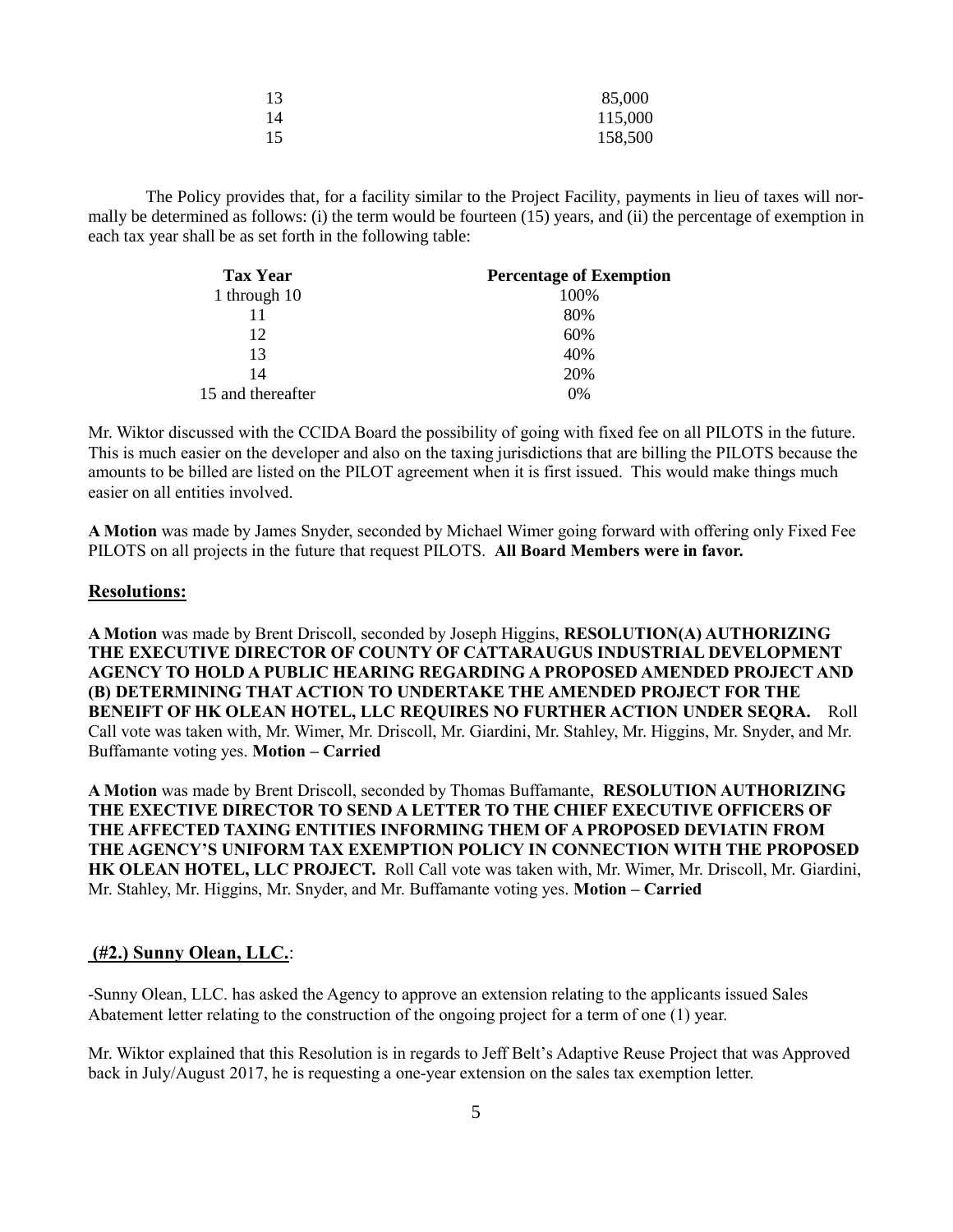| | |
|---|---|
| 13 | 85,000 |
| 14 | 115,000 |
| 15 | 158,500 |

The Policy provides that, for a facility similar to the Project Facility, payments in lieu of taxes will normally be determined as follows: (i) the term would be fourteen (15) years, and (ii) the percentage of exemption in each tax year shall be as set forth in the following table:

| Tax Year | Percentage of Exemption |
|---|---|
| 1 through 10 | 100% |
| 11 | 80% |
| 12 | 60% |
| 13 | 40% |
| 14 | 20% |
| 15 and thereafter | 0% |

Mr. Wiktor discussed with the CCIDA Board the possibility of going with fixed fee on all PILOTS in the future. This is much easier on the developer and also on the taxing jurisdictions that are billing the PILOTS because the amounts to be billed are listed on the PILOT agreement when it is first issued. This would make things much easier on all entities involved.

**A Motion** was made by James Snyder, seconded by Michael Wimer going forward with offering only Fixed Fee PILOTS on all projects in the future that request PILOTS. **All Board Members were in favor.**

## Resolutions:

**A Motion** was made by Brent Driscoll, seconded by Joseph Higgins, **RESOLUTION(A) AUTHORIZING THE EXECUTIVE DIRECTOR OF COUNTY OF CATTARAUGUS INDUSTRIAL DEVELOPMENT AGENCY TO HOLD A PUBLIC HEARING REGARDING A PROPOSED AMENDED PROJECT AND (B) DETERMINING THAT ACTION TO UNDERTAKE THE AMENDED PROJECT FOR THE BENEIFT OF HK OLEAN HOTEL, LLC REQUIRES NO FURTHER ACTION UNDER SEQRA.** Roll Call vote was taken with, Mr. Wimer, Mr. Driscoll, Mr. Giardini, Mr. Stahley, Mr. Higgins, Mr. Snyder, and Mr. Buffamante voting yes. **Motion – Carried**

**A Motion** was made by Brent Driscoll, seconded by Thomas Buffamante, **RESOLUTION AUTHORIZING THE EXECTIVE DIRECTOR TO SEND A LETTER TO THE CHIEF EXECUTIVE OFFICERS OF THE AFFECTED TAXING ENTITIES INFORMING THEM OF A PROPOSED DEVIATIN FROM THE AGENCY'S UNIFORM TAX EXEMPTION POLICY IN CONNECTION WITH THE PROPOSED HK OLEAN HOTEL, LLC PROJECT.** Roll Call vote was taken with, Mr. Wimer, Mr. Driscoll, Mr. Giardini, Mr. Stahley, Mr. Higgins, Mr. Snyder, and Mr. Buffamante voting yes. **Motion – Carried**

## (#2.) Sunny Olean, LLC.:

-Sunny Olean, LLC. has asked the Agency to approve an extension relating to the applicants issued Sales Abatement letter relating to the construction of the ongoing project for a term of one (1) year.

Mr. Wiktor explained that this Resolution is in regards to Jeff Belt's Adaptive Reuse Project that was Approved back in July/August 2017, he is requesting a one-year extension on the sales tax exemption letter.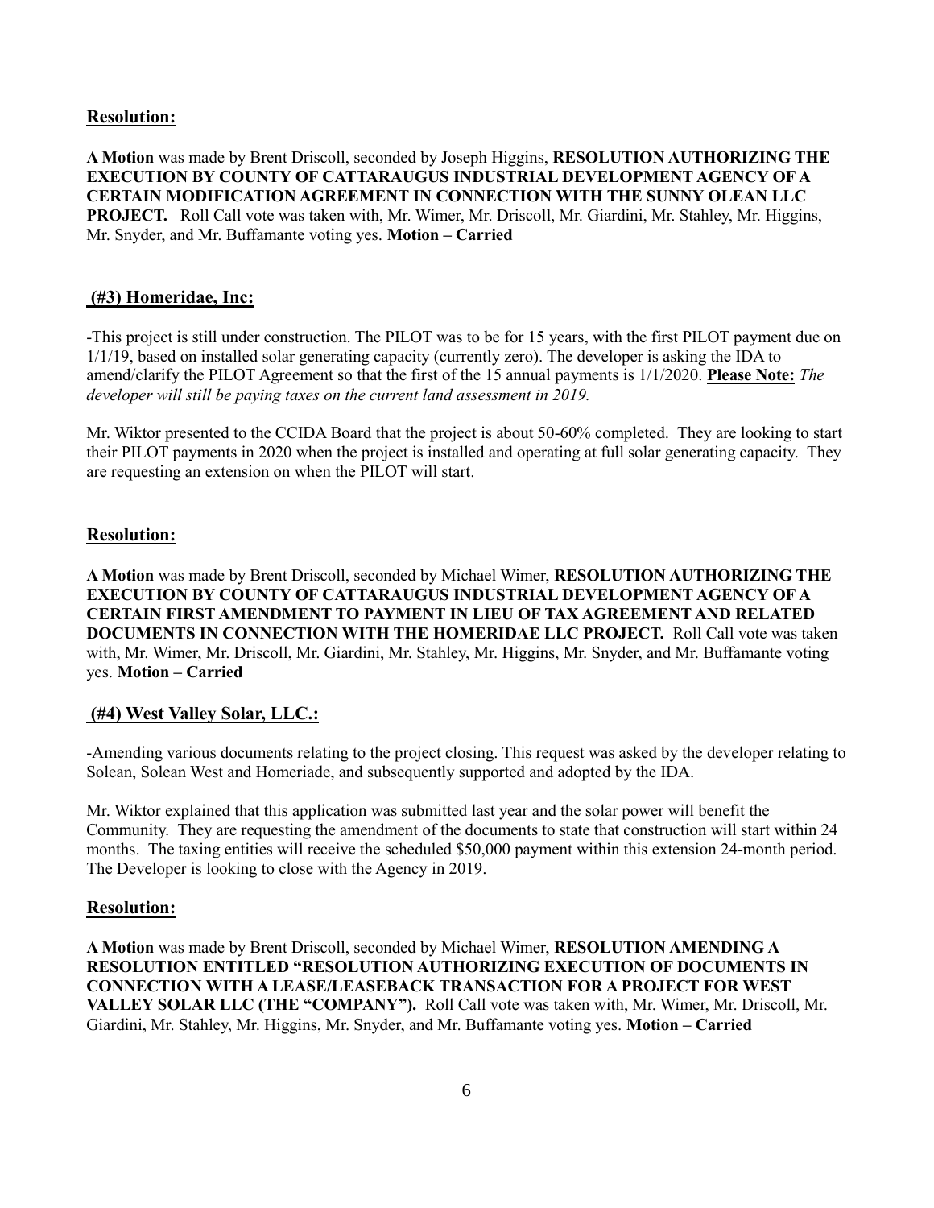## Resolution:

**A Motion** was made by Brent Driscoll, seconded by Joseph Higgins, **RESOLUTION AUTHORIZING THE EXECUTION BY COUNTY OF CATTARAUGUS INDUSTRIAL DEVELOPMENT AGENCY OF A CERTAIN MODIFICATION AGREEMENT IN CONNECTION WITH THE SUNNY OLEAN LLC PROJECT.** Roll Call vote was taken with, Mr. Wimer, Mr. Driscoll, Mr. Giardini, Mr. Stahley, Mr. Higgins, Mr. Snyder, and Mr. Buffamante voting yes. **Motion – Carried**

## (#3) Homeridae, Inc:

-This project is still under construction. The PILOT was to be for 15 years, with the first PILOT payment due on 1/1/19, based on installed solar generating capacity (currently zero). The developer is asking the IDA to amend/clarify the PILOT Agreement so that the first of the 15 annual payments is 1/1/2020. **Please Note:** *The developer will still be paying taxes on the current land assessment in 2019.*

Mr. Wiktor presented to the CCIDA Board that the project is about 50-60% completed. They are looking to start their PILOT payments in 2020 when the project is installed and operating at full solar generating capacity. They are requesting an extension on when the PILOT will start.

## Resolution:

**A Motion** was made by Brent Driscoll, seconded by Michael Wimer, **RESOLUTION AUTHORIZING THE EXECUTION BY COUNTY OF CATTARAUGUS INDUSTRIAL DEVELOPMENT AGENCY OF A CERTAIN FIRST AMENDMENT TO PAYMENT IN LIEU OF TAX AGREEMENT AND RELATED DOCUMENTS IN CONNECTION WITH THE HOMERIDAE LLC PROJECT.** Roll Call vote was taken with, Mr. Wimer, Mr. Driscoll, Mr. Giardini, Mr. Stahley, Mr. Higgins, Mr. Snyder, and Mr. Buffamante voting yes. **Motion – Carried**

## (#4) West Valley Solar, LLC.:

-Amending various documents relating to the project closing. This request was asked by the developer relating to Solean, Solean West and Homeriade, and subsequently supported and adopted by the IDA.

Mr. Wiktor explained that this application was submitted last year and the solar power will benefit the Community. They are requesting the amendment of the documents to state that construction will start within 24 months. The taxing entities will receive the scheduled $50,000 payment within this extension 24-month period. The Developer is looking to close with the Agency in 2019.

## Resolution:

**A Motion** was made by Brent Driscoll, seconded by Michael Wimer, **RESOLUTION AMENDING A RESOLUTION ENTITLED "RESOLUTION AUTHORIZING EXECUTION OF DOCUMENTS IN CONNECTION WITH A LEASE/LEASEBACK TRANSACTION FOR A PROJECT FOR WEST VALLEY SOLAR LLC (THE "COMPANY").** Roll Call vote was taken with, Mr. Wimer, Mr. Driscoll, Mr. Giardini, Mr. Stahley, Mr. Higgins, Mr. Snyder, and Mr. Buffamante voting yes. **Motion – Carried**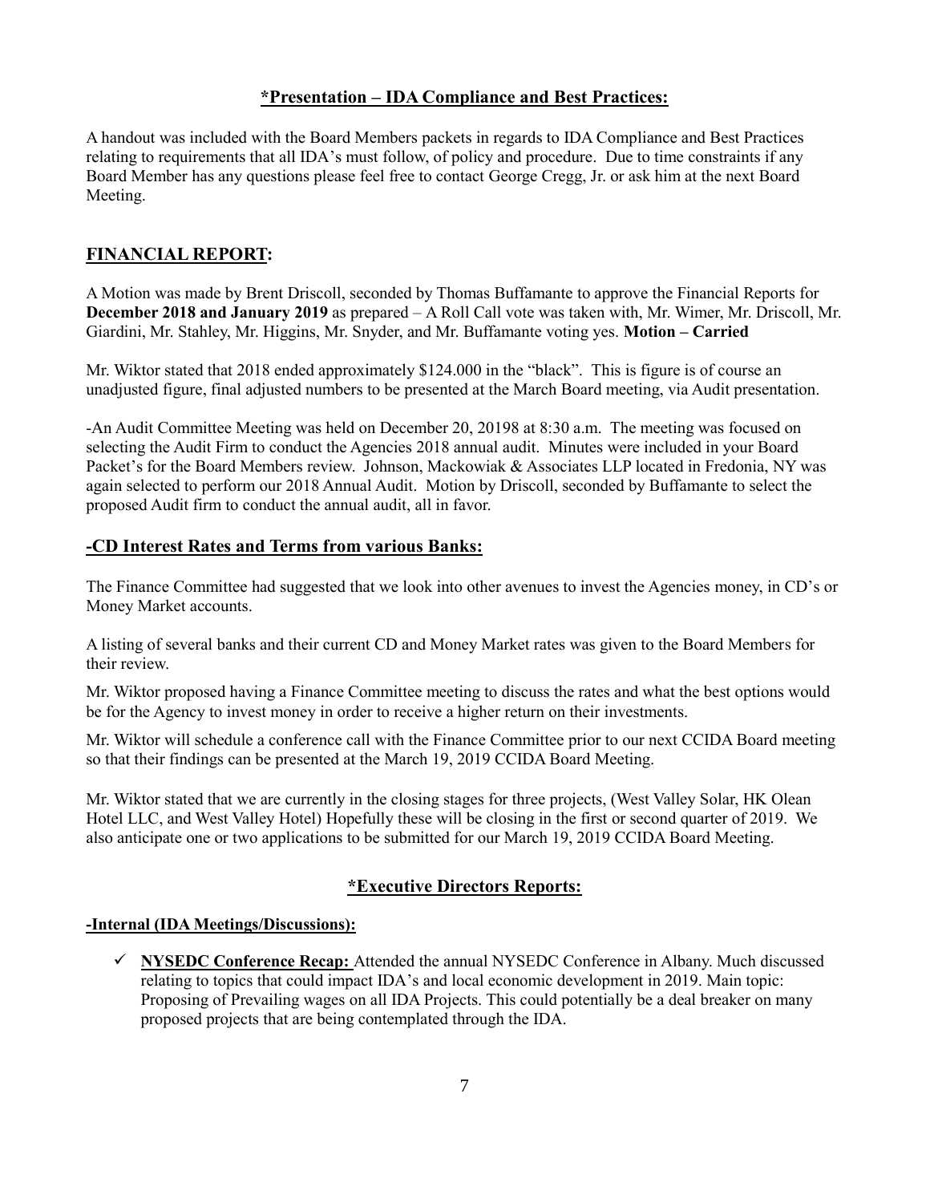## *Presentation – IDA Compliance and Best Practices:

A handout was included with the Board Members packets in regards to IDA Compliance and Best Practices relating to requirements that all IDA's must follow, of policy and procedure. Due to time constraints if any Board Member has any questions please feel free to contact George Cregg, Jr. or ask him at the next Board Meeting.

## FINANCIAL REPORT:

A Motion was made by Brent Driscoll, seconded by Thomas Buffamante to approve the Financial Reports for **December 2018 and January 2019** as prepared – A Roll Call vote was taken with, Mr. Wimer, Mr. Driscoll, Mr. Giardini, Mr. Stahley, Mr. Higgins, Mr. Snyder, and Mr. Buffamante voting yes. **Motion – Carried**

Mr. Wiktor stated that 2018 ended approximately $124.000 in the "black". This is figure is of course an unadjusted figure, final adjusted numbers to be presented at the March Board meeting, via Audit presentation.

-An Audit Committee Meeting was held on December 20, 20198 at 8:30 a.m. The meeting was focused on selecting the Audit Firm to conduct the Agencies 2018 annual audit. Minutes were included in your Board Packet's for the Board Members review. Johnson, Mackowiak & Associates LLP located in Fredonia, NY was again selected to perform our 2018 Annual Audit. Motion by Driscoll, seconded by Buffamante to select the proposed Audit firm to conduct the annual audit, all in favor.

## -CD Interest Rates and Terms from various Banks:

The Finance Committee had suggested that we look into other avenues to invest the Agencies money, in CD's or Money Market accounts.

A listing of several banks and their current CD and Money Market rates was given to the Board Members for their review.

Mr. Wiktor proposed having a Finance Committee meeting to discuss the rates and what the best options would be for the Agency to invest money in order to receive a higher return on their investments.

Mr. Wiktor will schedule a conference call with the Finance Committee prior to our next CCIDA Board meeting so that their findings can be presented at the March 19, 2019 CCIDA Board Meeting.

Mr. Wiktor stated that we are currently in the closing stages for three projects, (West Valley Solar, HK Olean Hotel LLC, and West Valley Hotel) Hopefully these will be closing in the first or second quarter of 2019. We also anticipate one or two applications to be submitted for our March 19, 2019 CCIDA Board Meeting.

## *Executive Directors Reports:

### -Internal (IDA Meetings/Discussions):

- ✓ **NYSEDC Conference Recap:** Attended the annual NYSEDC Conference in Albany. Much discussed relating to topics that could impact IDA's and local economic development in 2019. Main topic: Proposing of Prevailing wages on all IDA Projects. This could potentially be a deal breaker on many proposed projects that are being contemplated through the IDA.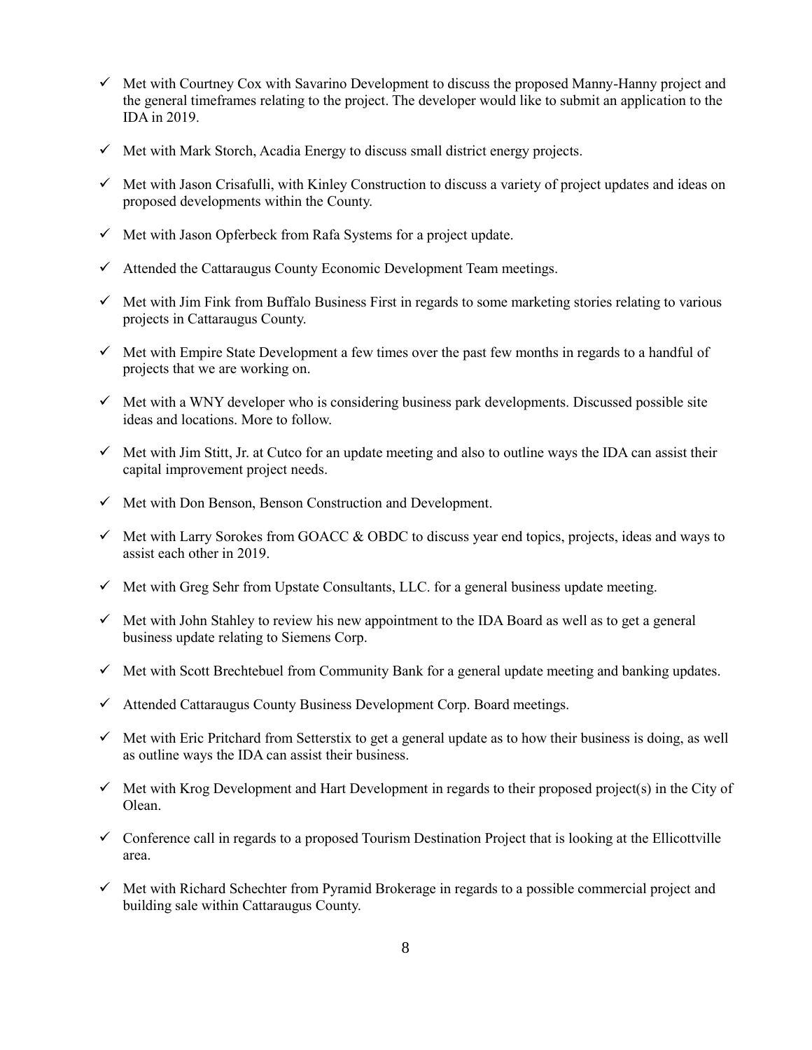- ✓ Met with Courtney Cox with Savarino Development to discuss the proposed Manny-Hanny project and the general timeframes relating to the project. The developer would like to submit an application to the IDA in 2019.
- ✓ Met with Mark Storch, Acadia Energy to discuss small district energy projects.
- ✓ Met with Jason Crisafulli, with Kinley Construction to discuss a variety of project updates and ideas on proposed developments within the County.
- ✓ Met with Jason Opferbeck from Rafa Systems for a project update.
- ✓ Attended the Cattaraugus County Economic Development Team meetings.
- ✓ Met with Jim Fink from Buffalo Business First in regards to some marketing stories relating to various projects in Cattaraugus County.
- ✓ Met with Empire State Development a few times over the past few months in regards to a handful of projects that we are working on.
- ✓ Met with a WNY developer who is considering business park developments. Discussed possible site ideas and locations. More to follow.
- ✓ Met with Jim Stitt, Jr. at Cutco for an update meeting and also to outline ways the IDA can assist their capital improvement project needs.
- ✓ Met with Don Benson, Benson Construction and Development.
- ✓ Met with Larry Sorokes from GOACC & OBDC to discuss year end topics, projects, ideas and ways to assist each other in 2019.
- ✓ Met with Greg Sehr from Upstate Consultants, LLC. for a general business update meeting.
- ✓ Met with John Stahley to review his new appointment to the IDA Board as well as to get a general business update relating to Siemens Corp.
- ✓ Met with Scott Brechtebuel from Community Bank for a general update meeting and banking updates.
- ✓ Attended Cattaraugus County Business Development Corp. Board meetings.
- ✓ Met with Eric Pritchard from Setterstix to get a general update as to how their business is doing, as well as outline ways the IDA can assist their business.
- ✓ Met with Krog Development and Hart Development in regards to their proposed project(s) in the City of Olean.
- ✓ Conference call in regards to a proposed Tourism Destination Project that is looking at the Ellicottville area.
- ✓ Met with Richard Schechter from Pyramid Brokerage in regards to a possible commercial project and building sale within Cattaraugus County.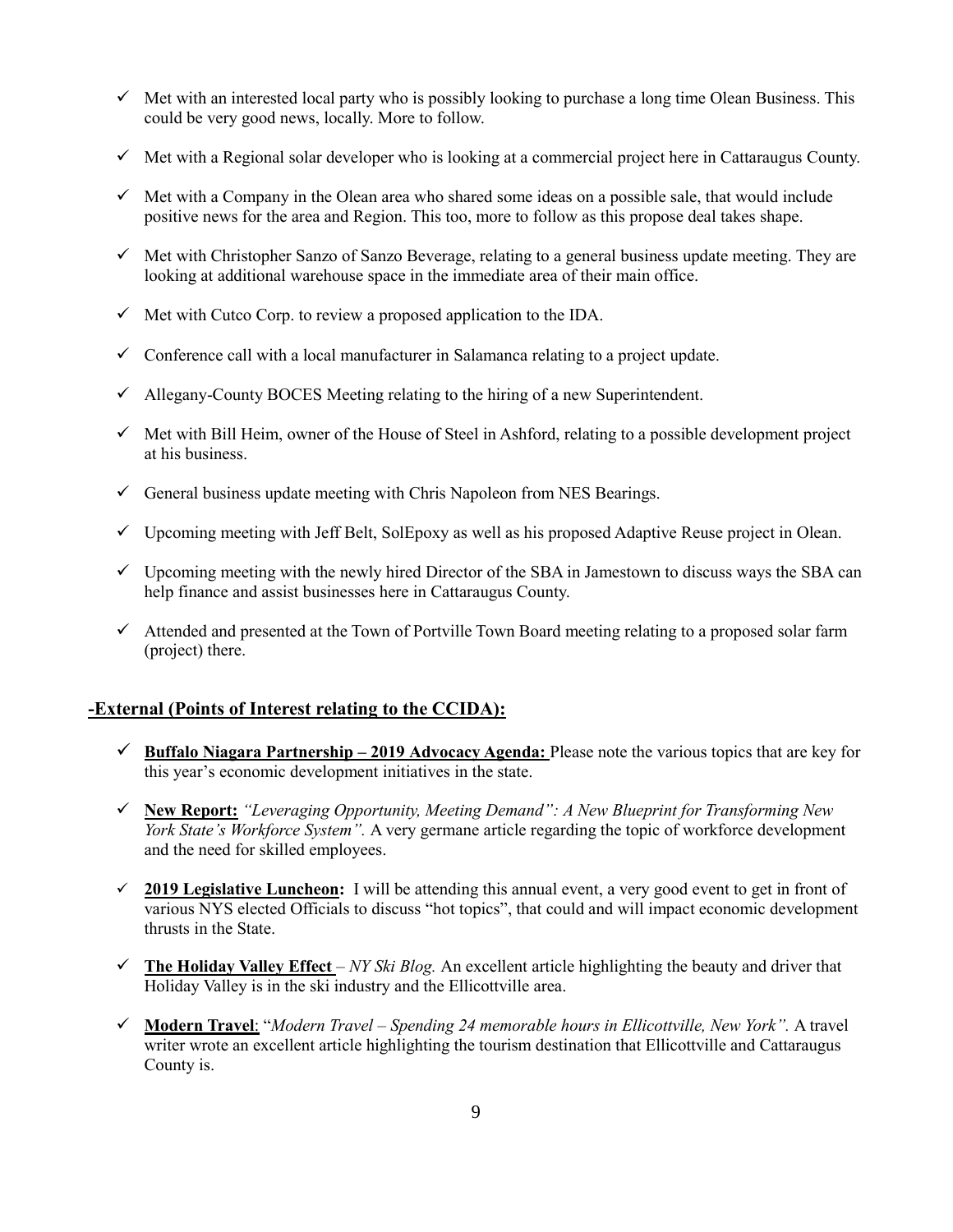- ✓ Met with an interested local party who is possibly looking to purchase a long time Olean Business. This could be very good news, locally. More to follow.
- ✓ Met with a Regional solar developer who is looking at a commercial project here in Cattaraugus County.
- ✓ Met with a Company in the Olean area who shared some ideas on a possible sale, that would include positive news for the area and Region. This too, more to follow as this propose deal takes shape.
- ✓ Met with Christopher Sanzo of Sanzo Beverage, relating to a general business update meeting. They are looking at additional warehouse space in the immediate area of their main office.
- ✓ Met with Cutco Corp. to review a proposed application to the IDA.
- ✓ Conference call with a local manufacturer in Salamanca relating to a project update.
- ✓ Allegany-County BOCES Meeting relating to the hiring of a new Superintendent.
- ✓ Met with Bill Heim, owner of the House of Steel in Ashford, relating to a possible development project at his business.
- ✓ General business update meeting with Chris Napoleon from NES Bearings.
- ✓ Upcoming meeting with Jeff Belt, SolEpoxy as well as his proposed Adaptive Reuse project in Olean.
- ✓ Upcoming meeting with the newly hired Director of the SBA in Jamestown to discuss ways the SBA can help finance and assist businesses here in Cattaraugus County.
- ✓ Attended and presented at the Town of Portville Town Board meeting relating to a proposed solar farm (project) there.

## -External (Points of Interest relating to the CCIDA):

- ✓ **Buffalo Niagara Partnership – 2019 Advocacy Agenda:** Please note the various topics that are key for this year's economic development initiatives in the state.
- ✓ **New Report:** *"Leveraging Opportunity, Meeting Demand": A New Blueprint for Transforming New York State's Workforce System".* A very germane article regarding the topic of workforce development and the need for skilled employees.
- ✓ **2019 Legislative Luncheon:** I will be attending this annual event, a very good event to get in front of various NYS elected Officials to discuss "hot topics", that could and will impact economic development thrusts in the State.
- ✓ **The Holiday Valley Effect** – *NY Ski Blog.* An excellent article highlighting the beauty and driver that Holiday Valley is in the ski industry and the Ellicottville area.
- ✓ **Modern Travel**: "*Modern Travel – Spending 24 memorable hours in Ellicottville, New York".* A travel writer wrote an excellent article highlighting the tourism destination that Ellicottville and Cattaraugus County is.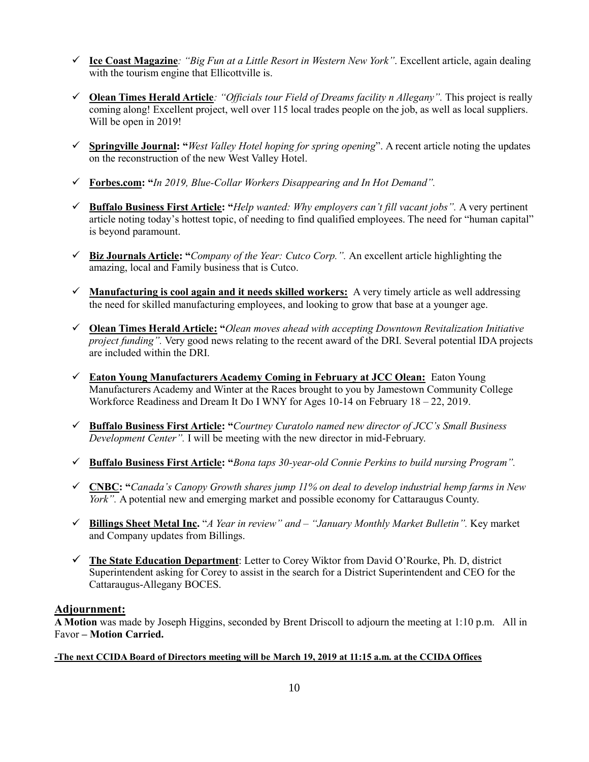- ✓ **Ice Coast Magazine***: "Big Fun at a Little Resort in Western New York"*. Excellent article, again dealing with the tourism engine that Ellicottville is.

- ✓ **Olean Times Herald Article***: "Officials tour Field of Dreams facility n Allegany".* This project is really coming along! Excellent project, well over 115 local trades people on the job, as well as local suppliers. Will be open in 2019!

- ✓ **Springville Journal: "***West Valley Hotel hoping for spring opening*". A recent article noting the updates on the reconstruction of the new West Valley Hotel.

- ✓ **Forbes.com: "***In 2019, Blue-Collar Workers Disappearing and In Hot Demand".*

- ✓ **Buffalo Business First Article: "***Help wanted: Why employers can't fill vacant jobs".* A very pertinent article noting today's hottest topic, of needing to find qualified employees. The need for "human capital" is beyond paramount.

- ✓ **Biz Journals Article: "***Company of the Year: Cutco Corp.".* An excellent article highlighting the amazing, local and Family business that is Cutco.

- ✓ **Manufacturing is cool again and it needs skilled workers:** A very timely article as well addressing the need for skilled manufacturing employees, and looking to grow that base at a younger age.

- ✓ **Olean Times Herald Article: "***Olean moves ahead with accepting Downtown Revitalization Initiative project funding".* Very good news relating to the recent award of the DRI. Several potential IDA projects are included within the DRI.

- ✓ **Eaton Young Manufacturers Academy Coming in February at JCC Olean:** Eaton Young Manufacturers Academy and Winter at the Races brought to you by Jamestown Community College Workforce Readiness and Dream It Do I WNY for Ages 10-14 on February 18 – 22, 2019.

- ✓ **Buffalo Business First Article: "***Courtney Curatolo named new director of JCC's Small Business Development Center".* I will be meeting with the new director in mid-February.

- ✓ **Buffalo Business First Article: "***Bona taps 30-year-old Connie Perkins to build nursing Program".*

- ✓ **CNBC: "***Canada's Canopy Growth shares jump 11% on deal to develop industrial hemp farms in New York".* A potential new and emerging market and possible economy for Cattaraugus County.

- ✓ **Billings Sheet Metal Inc.** "*A Year in review" and – "January Monthly Market Bulletin".* Key market and Company updates from Billings.

- ✓ **The State Education Department**: Letter to Corey Wiktor from David O'Rourke, Ph. D, district Superintendent asking for Corey to assist in the search for a District Superintendent and CEO for the Cattaraugus-Allegany BOCES.

## Adjournment:

**A Motion** was made by Joseph Higgins, seconded by Brent Driscoll to adjourn the meeting at 1:10 p.m. All in Favor **– Motion Carried.**

**-The next CCIDA Board of Directors meeting will be March 19, 2019 at 11:15 a.m. at the CCIDA Offices**